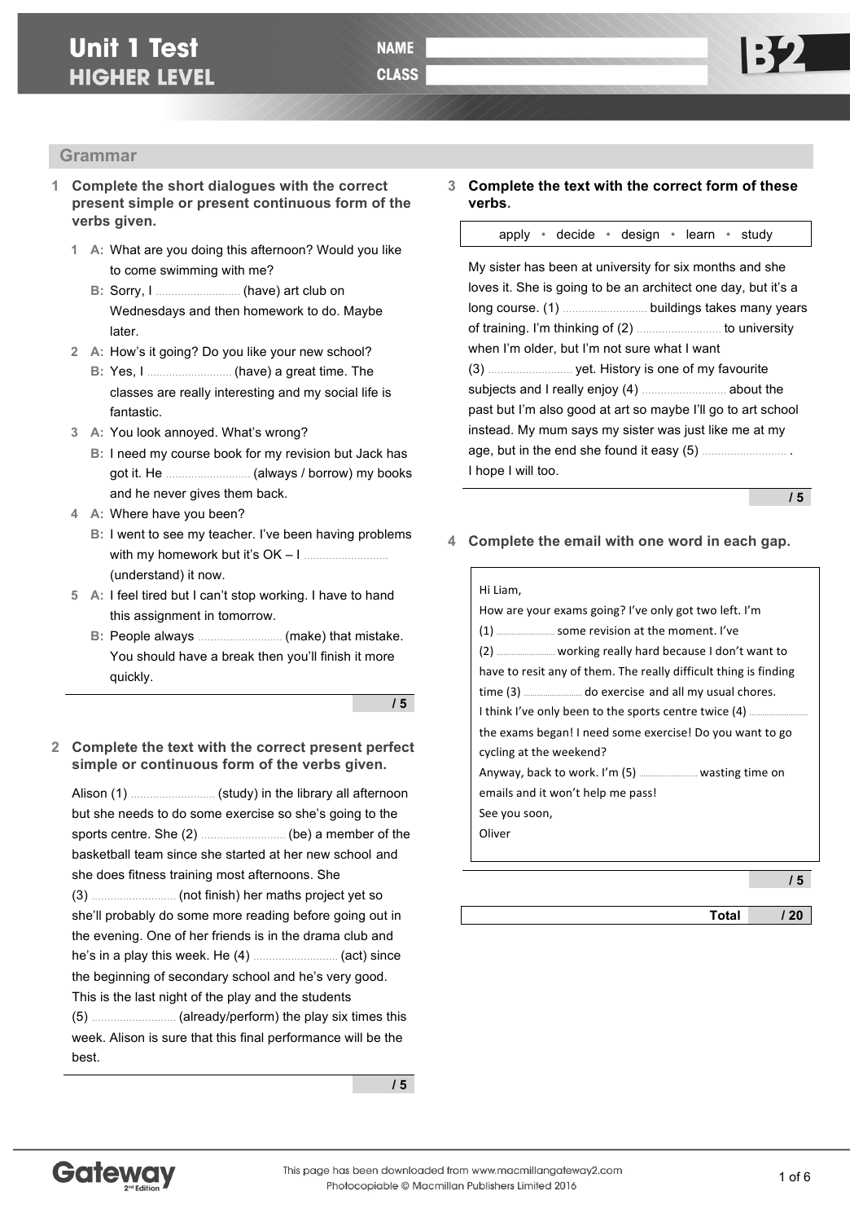# Unit 1 Test
## HIGHER LEVEL

NAME
CLASS

B2

## Grammar

**1 Complete the short dialogues with the correct present simple or present continuous form of the verbs given.**

1 **A:** What are you doing this afternoon? Would you like to come swimming with me?
**B:** Sorry, I .......................... (have) art club on Wednesdays and then homework to do. Maybe later.

2 **A:** How's it going? Do you like your new school?
**B:** Yes, I .......................... (have) a great time. The classes are really interesting and my social life is fantastic.

3 **A:** You look annoyed. What's wrong?
**B:** I need my course book for my revision but Jack has got it. He .......................... (always / borrow) my books and he never gives them back.

4 **A:** Where have you been?
**B:** I went to see my teacher. I've been having problems with my homework but it's OK – I .......................... (understand) it now.

5 **A:** I feel tired but I can't stop working. I have to hand this assignment in tomorrow.
**B:** People always .......................... (make) that mistake. You should have a break then you'll finish it more quickly.

**/ 5**

**2 Complete the text with the correct present perfect simple or continuous form of the verbs given.**

Alison (1) .......................... (study) in the library all afternoon but she needs to do some exercise so she's going to the sports centre. She (2) .......................... (be) a member of the basketball team since she started at her new school and she does fitness training most afternoons. She (3) .......................... (not finish) her maths project yet so she'll probably do some more reading before going out in the evening. One of her friends is in the drama club and he's in a play this week. He (4) .......................... (act) since the beginning of secondary school and he's very good. This is the last night of the play and the students (5) .......................... (already/perform) the play six times this week. Alison is sure that this final performance will be the best.

**/ 5**

**3 Complete the text with the correct form of these verbs.**

apply • decide • design • learn • study

My sister has been at university for six months and she loves it. She is going to be an architect one day, but it's a long course. (1) .......................... buildings takes many years of training. I'm thinking of (2) .......................... to university when I'm older, but I'm not sure what I want (3) .......................... yet. History is one of my favourite subjects and I really enjoy (4) .......................... about the past but I'm also good at art so maybe I'll go to art school instead. My mum says my sister was just like me at my age, but in the end she found it easy (5) .......................... . I hope I will too.

**/ 5**

**4 Complete the email with one word in each gap.**

Hi Liam,
How are your exams going? I've only got two left. I'm (1) .......................... some revision at the moment. I've (2) .......................... working really hard because I don't want to have to resit any of them. The really difficult thing is finding time (3) .......................... do exercise and all my usual chores.
I think I've only been to the sports centre twice (4) .......................... the exams began! I need some exercise! Do you want to go cycling at the weekend?
Anyway, back to work. I'm (5) .......................... wasting time on emails and it won't help me pass!
See you soon,
Oliver

**/ 5**

| Total | / 20 |
|---|---|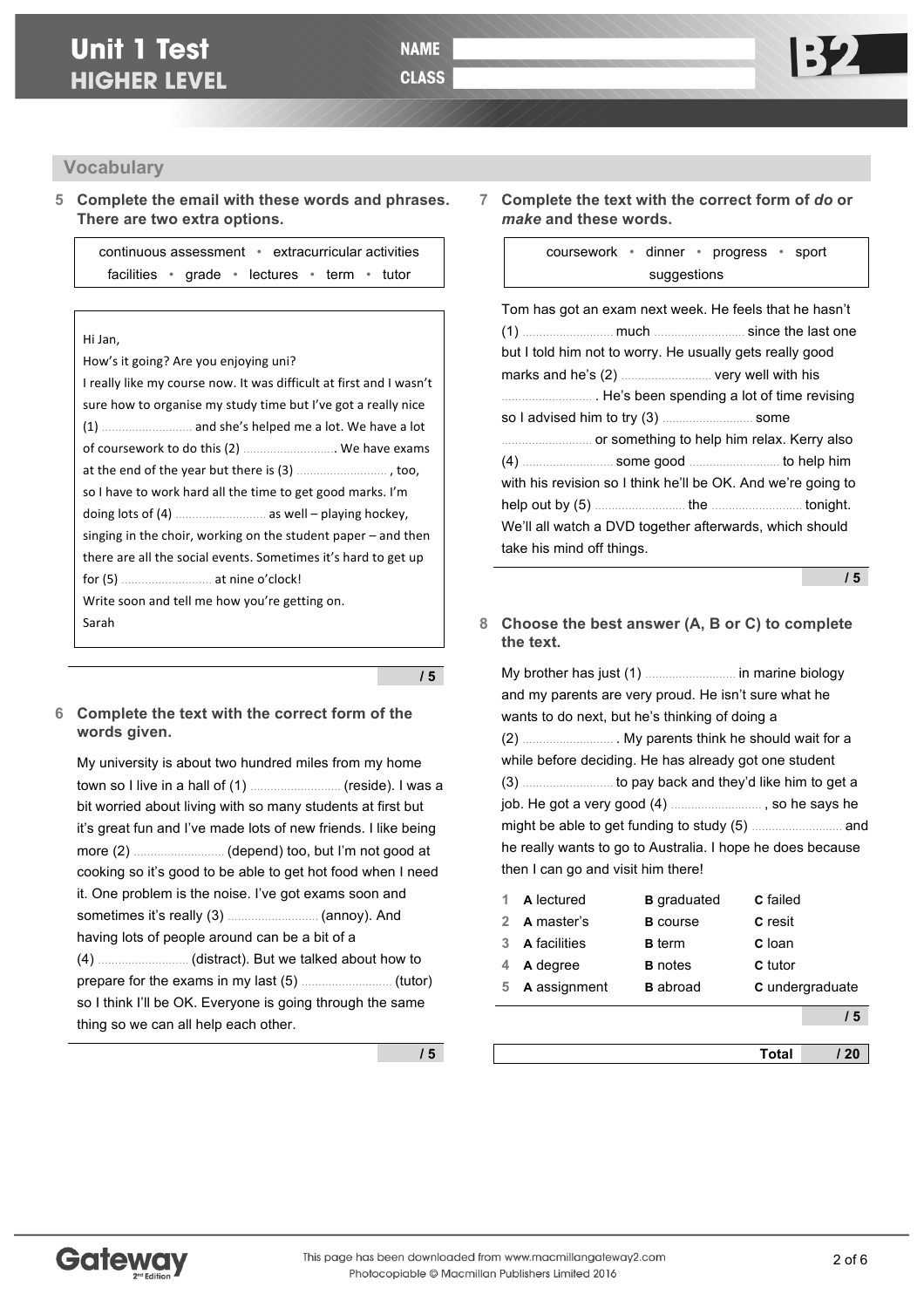# Unit 1 Test
## HIGHER LEVEL

NAME

CLASS

B2

## Vocabulary

**5 Complete the email with these words and phrases. There are two extra options.**

continuous assessment • extracurricular activities
facilities • grade • lectures • term • tutor

Hi Jan,
How's it going? Are you enjoying uni?
I really like my course now. It was difficult at first and I wasn't sure how to organise my study time but I've got a really nice (1) .......................... and she's helped me a lot. We have a lot of coursework to do this (2) ........................... We have exams at the end of the year but there is (3) .......................... , too, so I have to work hard all the time to get good marks. I'm doing lots of (4) .......................... as well – playing hockey, singing in the choir, working on the student paper – and then there are all the social events. Sometimes it's hard to get up for (5) .......................... at nine o'clock!
Write soon and tell me how you're getting on.
Sarah

/ 5

**6 Complete the text with the correct form of the words given.**

My university is about two hundred miles from my home town so I live in a hall of (1) .......................... (reside). I was a bit worried about living with so many students at first but it's great fun and I've made lots of new friends. I like being more (2) .......................... (depend) too, but I'm not good at cooking so it's good to be able to get hot food when I need it. One problem is the noise. I've got exams soon and sometimes it's really (3) .......................... (annoy). And having lots of people around can be a bit of a (4) .......................... (distract). But we talked about how to prepare for the exams in my last (5) .......................... (tutor) so I think I'll be OK. Everyone is going through the same thing so we can all help each other.

/ 5

**7 Complete the text with the correct form of *do* or *make* and these words.**

coursework • dinner • progress • sport
suggestions

Tom has got an exam next week. He feels that he hasn't (1) .......................... much .......................... since the last one but I told him not to worry. He usually gets really good marks and he's (2) .......................... very well with his .......................... . He's been spending a lot of time revising so I advised him to try (3) .......................... some .......................... or something to help him relax. Kerry also (4) .......................... some good .......................... to help him with his revision so I think he'll be OK. And we're going to help out by (5) .......................... the .......................... tonight. We'll all watch a DVD together afterwards, which should take his mind off things.

/ 5

**8 Choose the best answer (A, B or C) to complete the text.**

My brother has just (1) .......................... in marine biology and my parents are very proud. He isn't sure what he wants to do next, but he's thinking of doing a (2) .......................... . My parents think he should wait for a while before deciding. He has already got one student (3) .......................... to pay back and they'd like him to get a job. He got a very good (4) .......................... , so he says he might be able to get funding to study (5) .......................... and he really wants to go to Australia. I hope he does because then I can go and visit him there!

| | A | B | C |
|---|---|---|---|
| 1 | A lectured | B graduated | C failed |
| 2 | A master's | B course | C resit |
| 3 | A facilities | B term | C loan |
| 4 | A degree | B notes | C tutor |
| 5 | A assignment | B abroad | C undergraduate |

/ 5

Total / 20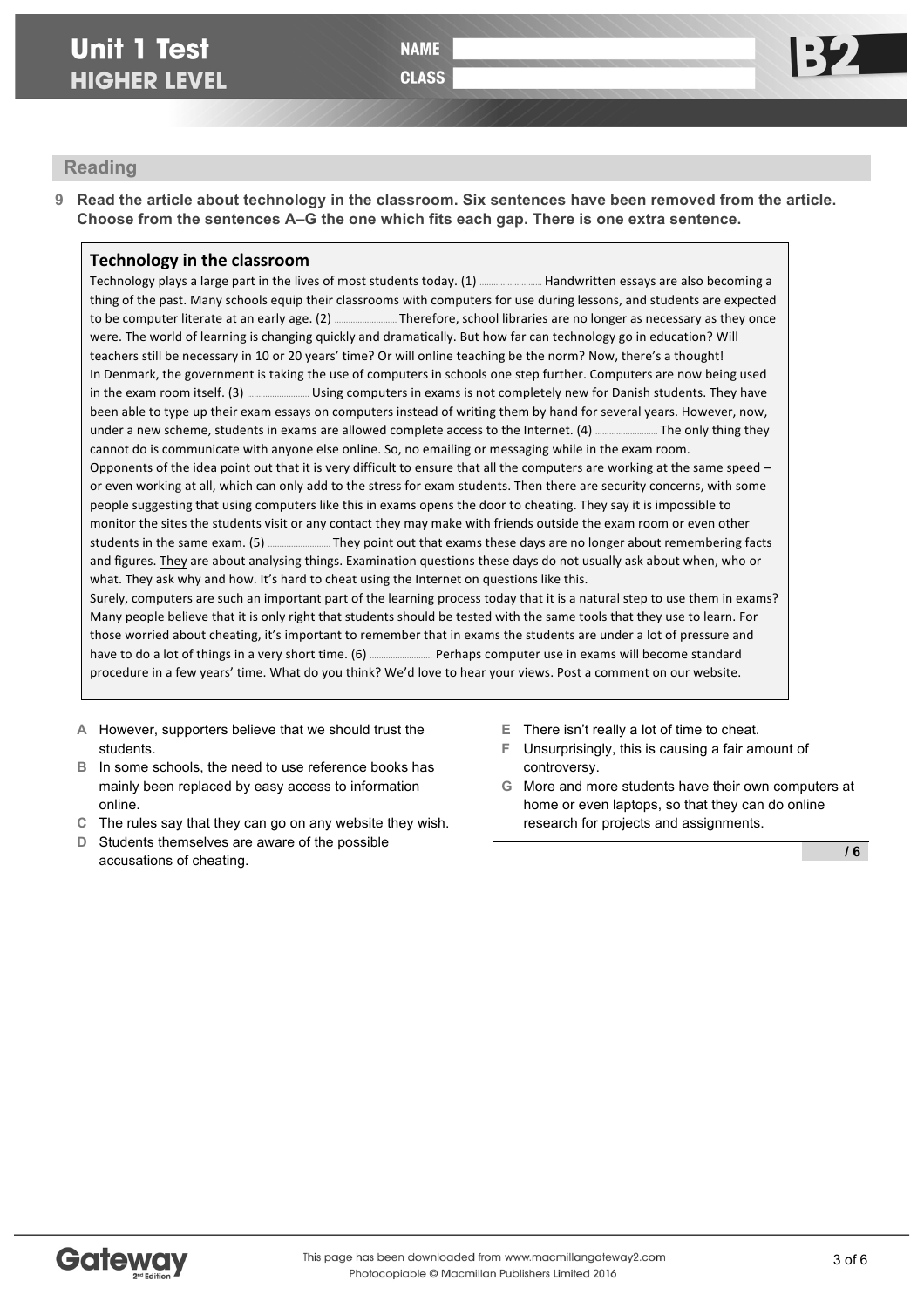# Unit 1 Test
## HIGHER LEVEL

NAME

CLASS

B2

## Reading

**9 Read the article about technology in the classroom. Six sentences have been removed from the article. Choose from the sentences A–G the one which fits each gap. There is one extra sentence.**

### Technology in the classroom

Technology plays a large part in the lives of most students today. (1) .............. Handwritten essays are also becoming a thing of the past. Many schools equip their classrooms with computers for use during lessons, and students are expected to be computer literate at an early age. (2) .............. Therefore, school libraries are no longer as necessary as they once were. The world of learning is changing quickly and dramatically. But how far can technology go in education? Will teachers still be necessary in 10 or 20 years' time? Or will online teaching be the norm? Now, there's a thought!

In Denmark, the government is taking the use of computers in schools one step further. Computers are now being used in the exam room itself. (3) .............. Using computers in exams is not completely new for Danish students. They have been able to type up their exam essays on computers instead of writing them by hand for several years. However, now, under a new scheme, students in exams are allowed complete access to the Internet. (4) .............. The only thing they cannot do is communicate with anyone else online. So, no emailing or messaging while in the exam room.

Opponents of the idea point out that it is very difficult to ensure that all the computers are working at the same speed – or even working at all, which can only add to the stress for exam students. Then there are security concerns, with some people suggesting that using computers like this in exams opens the door to cheating. They say it is impossible to monitor the sites the students visit or any contact they may make with friends outside the exam room or even other students in the same exam. (5) .............. They point out that exams these days are no longer about remembering facts and figures. They are about analysing things. Examination questions these days do not usually ask about when, who or what. They ask why and how. It's hard to cheat using the Internet on questions like this.

Surely, computers are such an important part of the learning process today that it is a natural step to use them in exams? Many people believe that it is only right that students should be tested with the same tools that they use to learn. For those worried about cheating, it's important to remember that in exams the students are under a lot of pressure and have to do a lot of things in a very short time. (6) .............. Perhaps computer use in exams will become standard procedure in a few years' time. What do you think? We'd love to hear your views. Post a comment on our website.

**A** However, supporters believe that we should trust the students.

**B** In some schools, the need to use reference books has mainly been replaced by easy access to information online.

**C** The rules say that they can go on any website they wish.

**D** Students themselves are aware of the possible accusations of cheating.

**E** There isn't really a lot of time to cheat.

**F** Unsurprisingly, this is causing a fair amount of controversy.

**G** More and more students have their own computers at home or even laptops, so that they can do online research for projects and assignments.

**/ 6**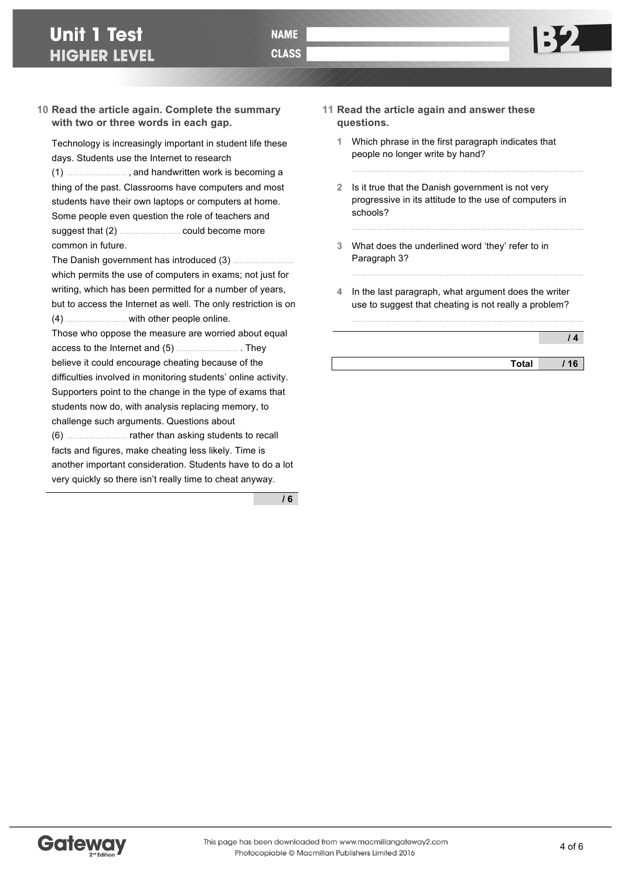# Unit 1 Test
## HIGHER LEVEL

NAME

CLASS

B2

**10 Read the article again. Complete the summary with two or three words in each gap.**

Technology is increasingly important in student life these days. Students use the Internet to research (1) .......................... , and handwritten work is becoming a thing of the past. Classrooms have computers and most students have their own laptops or computers at home. Some people even question the role of teachers and suggest that (2) .......................... could become more common in future.

The Danish government has introduced (3) .......................... which permits the use of computers in exams; not just for writing, which has been permitted for a number of years, but to access the Internet as well. The only restriction is on (4) .......................... with other people online.

Those who oppose the measure are worried about equal access to the Internet and (5) .......................... . They believe it could encourage cheating because of the difficulties involved in monitoring students' online activity. Supporters point to the change in the type of exams that students now do, with analysis replacing memory, to challenge such arguments. Questions about (6) .......................... rather than asking students to recall facts and figures, make cheating less likely. Time is another important consideration. Students have to do a lot very quickly so there isn't really time to cheat anyway.

**/ 6**

**11 Read the article again and answer these questions.**

1 Which phrase in the first paragraph indicates that people no longer write by hand?

..........................................................................................................

2 Is it true that the Danish government is not very progressive in its attitude to the use of computers in schools?

..........................................................................................................

3 What does the underlined word 'they' refer to in Paragraph 3?

..........................................................................................................

4 In the last paragraph, what argument does the writer use to suggest that cheating is not really a problem?

..........................................................................................................

**/ 4**

| Total | / 16 |
|---|---|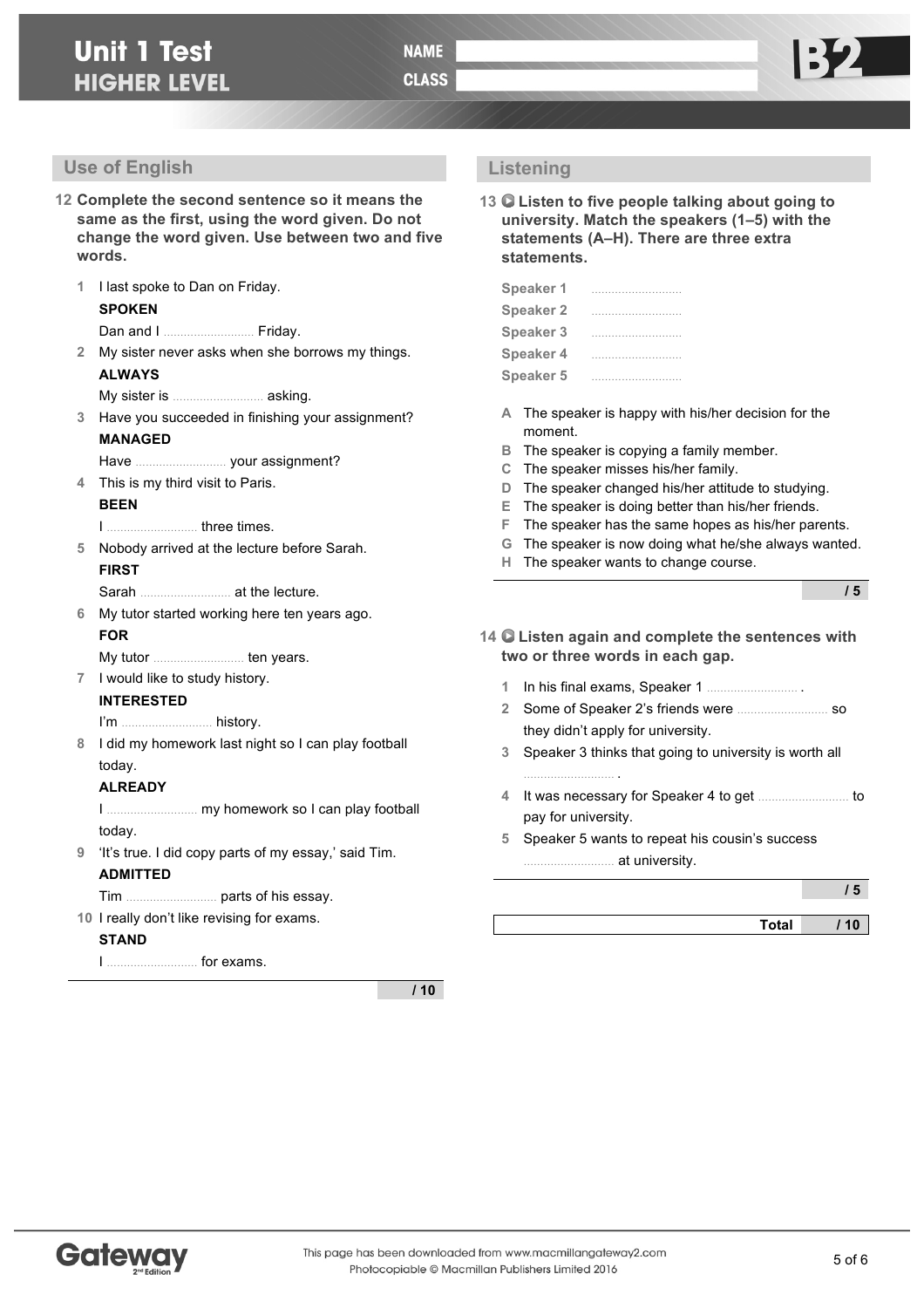# Unit 1 Test
## HIGHER LEVEL

NAME ..........................

CLASS ..........................

B2

## Use of English

**12 Complete the second sentence so it means the same as the first, using the word given. Do not change the word given. Use between two and five words.**

1 I last spoke to Dan on Friday.
**SPOKEN**
Dan and I .......................... Friday.

2 My sister never asks when she borrows my things.
**ALWAYS**
My sister is .......................... asking.

3 Have you succeeded in finishing your assignment?
**MANAGED**
Have .......................... your assignment?

4 This is my third visit to Paris.
**BEEN**
I .......................... three times.

5 Nobody arrived at the lecture before Sarah.
**FIRST**
Sarah .......................... at the lecture.

6 My tutor started working here ten years ago.
**FOR**
My tutor .......................... ten years.

7 I would like to study history.
**INTERESTED**
I'm .......................... history.

8 I did my homework last night so I can play football today.
**ALREADY**
I .......................... my homework so I can play football today.

9 'It's true. I did copy parts of my essay,' said Tim.
**ADMITTED**
Tim .......................... parts of his essay.

10 I really don't like revising for exams.
**STAND**
I .......................... for exams.

**/ 10**

## Listening

**13 Listen to five people talking about going to university. Match the speakers (1–5) with the statements (A–H). There are three extra statements.**

Speaker 1 ..........................
Speaker 2 ..........................
Speaker 3 ..........................
Speaker 4 ..........................
Speaker 5 ..........................

A The speaker is happy with his/her decision for the moment.
B The speaker is copying a family member.
C The speaker misses his/her family.
D The speaker changed his/her attitude to studying.
E The speaker is doing better than his/her friends.
F The speaker has the same hopes as his/her parents.
G The speaker is now doing what he/she always wanted.
H The speaker wants to change course.

**/ 5**

**14 Listen again and complete the sentences with two or three words in each gap.**

1 In his final exams, Speaker 1 .......................... .
2 Some of Speaker 2's friends were .......................... so they didn't apply for university.
3 Speaker 3 thinks that going to university is worth all .......................... .
4 It was necessary for Speaker 4 to get .......................... to pay for university.
5 Speaker 5 wants to repeat his cousin's success .......................... at university.

**/ 5**

| Total | / 10 |
|---|---|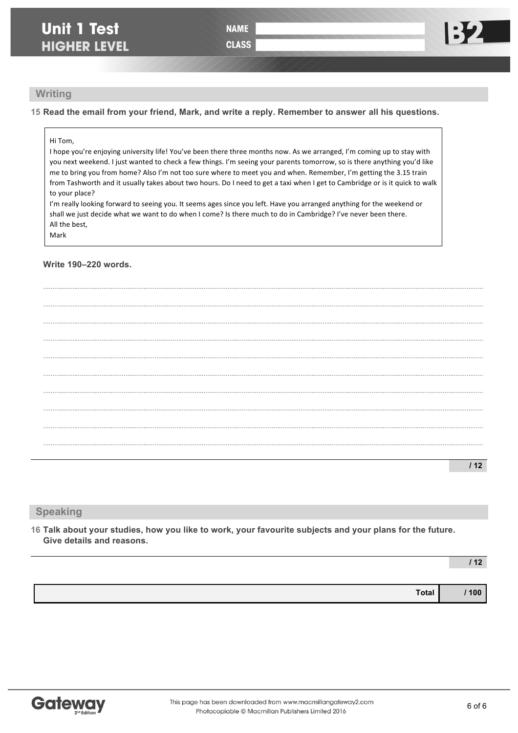# Unit 1 Test
## HIGHER LEVEL

NAME

CLASS

B2

## Writing

**15 Read the email from your friend, Mark, and write a reply. Remember to answer all his questions.**

> Hi Tom,
> I hope you're enjoying university life! You've been there three months now. As we arranged, I'm coming up to stay with you next weekend. I just wanted to check a few things. I'm seeing your parents tomorrow, so is there anything you'd like me to bring you from home? Also I'm not too sure where to meet you and when. Remember, I'm getting the 3.15 train from Tashworth and it usually takes about two hours. Do I need to get a taxi when I get to Cambridge or is it quick to walk to your place?
> I'm really looking forward to seeing you. It seems ages since you left. Have you arranged anything for the weekend or shall we just decide what we want to do when I come? Is there much to do in Cambridge? I've never been there.
> All the best,
> Mark

**Write 190–220 words.**

..........................................................................................

..........................................................................................

..........................................................................................

..........................................................................................

..........................................................................................

..........................................................................................

..........................................................................................

..........................................................................................

..........................................................................................

..........................................................................................

/ 12

## Speaking

**16 Talk about your studies, how you like to work, your favourite subjects and your plans for the future. Give details and reasons.**

/ 12

| | |
|---|---|
| **Total** | / 100 |

This page has been downloaded from www.macmillangateway2.com
Photocopiable © Macmillan Publishers Limited 2016